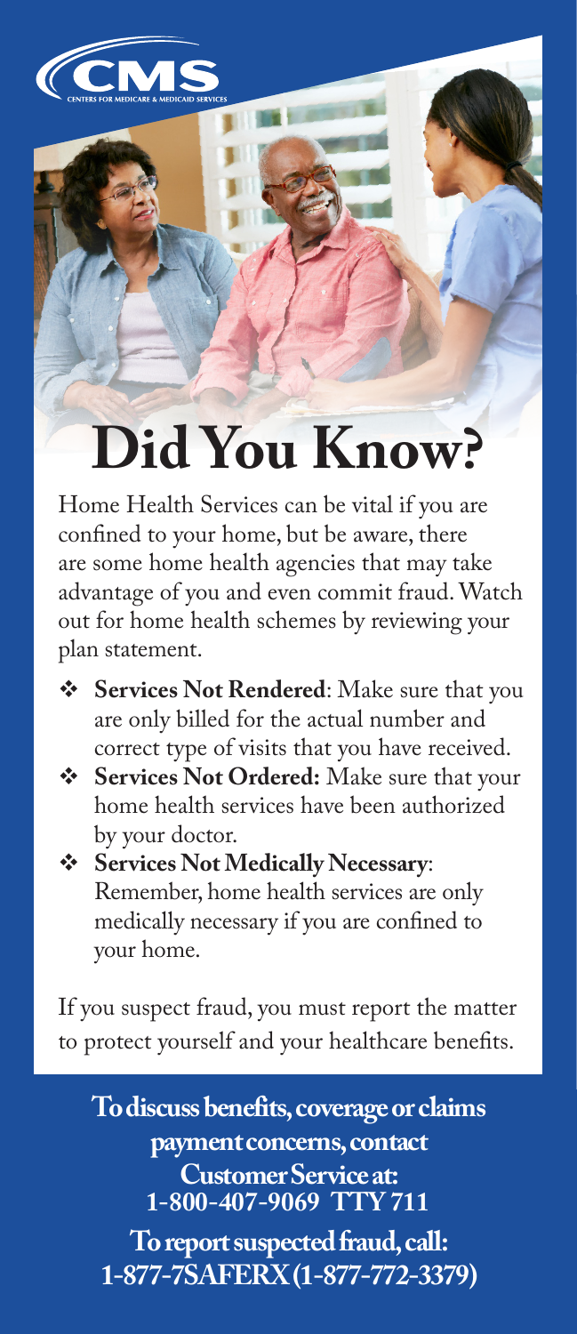CMS
CENTERS FOR MEDICARE & MEDICAID SERVICES

# Did You Know?

Home Health Services can be vital if you are confined to your home, but be aware, there are some home health agencies that may take advantage of you and even commit fraud. Watch out for home health schemes by reviewing your plan statement.

- **Services Not Rendered**: Make sure that you are only billed for the actual number and correct type of visits that you have received.
- **Services Not Ordered:** Make sure that your home health services have been authorized by your doctor.
- **Services Not Medically Necessary**: Remember, home health services are only medically necessary if you are confined to your home.

If you suspect fraud, you must report the matter to protect yourself and your healthcare benefits.

**To discuss benefits, coverage or claims payment concerns, contact Customer Service at: 1-800-407-9069 TTY 711**

**To report suspected fraud, call: 1-877-7SAFERX (1-877-772-3379)**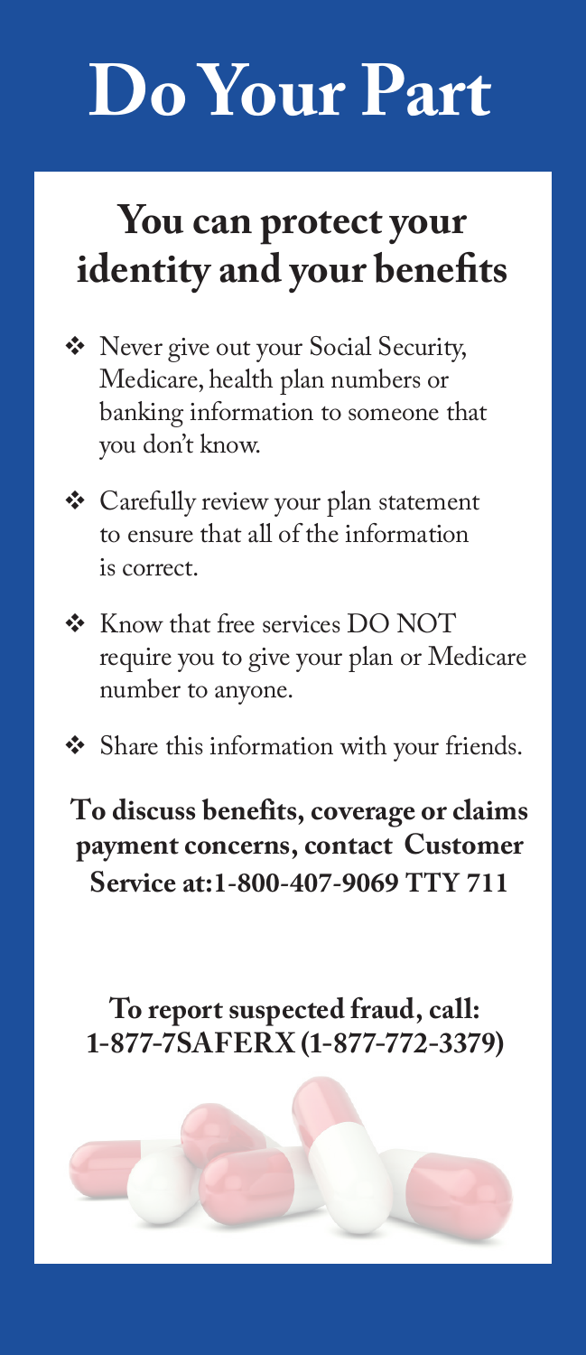# Do Your Part

## You can protect your identity and your benefits

- Never give out your Social Security, Medicare, health plan numbers or banking information to someone that you don't know.
- Carefully review your plan statement to ensure that all of the information is correct.
- Know that free services DO NOT require you to give your plan or Medicare number to anyone.
- Share this information with your friends.

**To discuss benefits, coverage or claims payment concerns, contact Customer Service at:1-800-407-9069 TTY 711**

**To report suspected fraud, call: 1-877-7SAFERX (1-877-772-3379)**